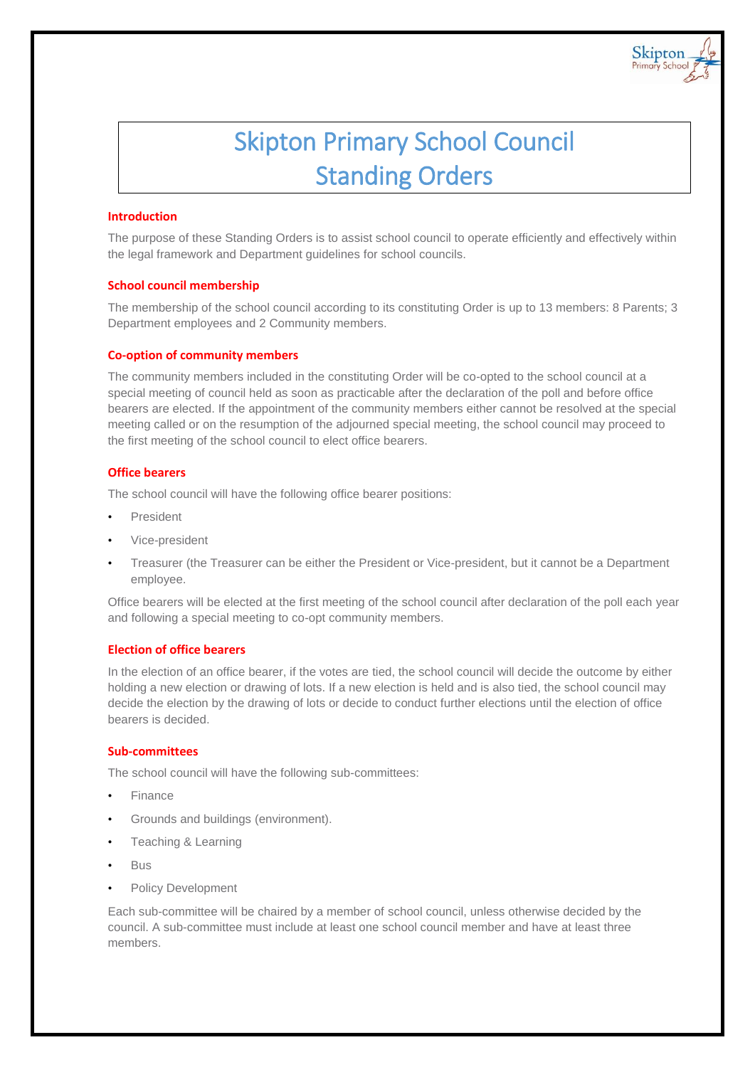# Skipton Primary School Council Standing Orders

## Introduction

The purpose of these Standing Orders is to assist school council to operate efficiently and effectively within the legal framework and Department guidelines for school councils.

## School council membership

The membership of the school council according to its constituting Order is up to 13 members: 8 Parents; 3 Department employees and 2 Community members.

## Co-option of community members

The community members included in the constituting Order will be co-opted to the school council at a special meeting of council held as soon as practicable after the declaration of the poll and before office bearers are elected. If the appointment of the community members either cannot be resolved at the special meeting called or on the resumption of the adjourned special meeting, the school council may proceed to the first meeting of the school council to elect office bearers.

## Office bearers

The school council will have the following office bearer positions:

- President
- Vice-president
- Treasurer (the Treasurer can be either the President or Vice-president, but it cannot be a Department employee.

Office bearers will be elected at the first meeting of the school council after declaration of the poll each year and following a special meeting to co-opt community members.

## Election of office bearers

In the election of an office bearer, if the votes are tied, the school council will decide the outcome by either holding a new election or drawing of lots. If a new election is held and is also tied, the school council may decide the election by the drawing of lots or decide to conduct further elections until the election of office bearers is decided.

## Sub-committees

The school council will have the following sub-committees:

- Finance
- Grounds and buildings (environment).
- Teaching & Learning
- Bus
- Policy Development

Each sub-committee will be chaired by a member of school council, unless otherwise decided by the council. A sub-committee must include at least one school council member and have at least three members.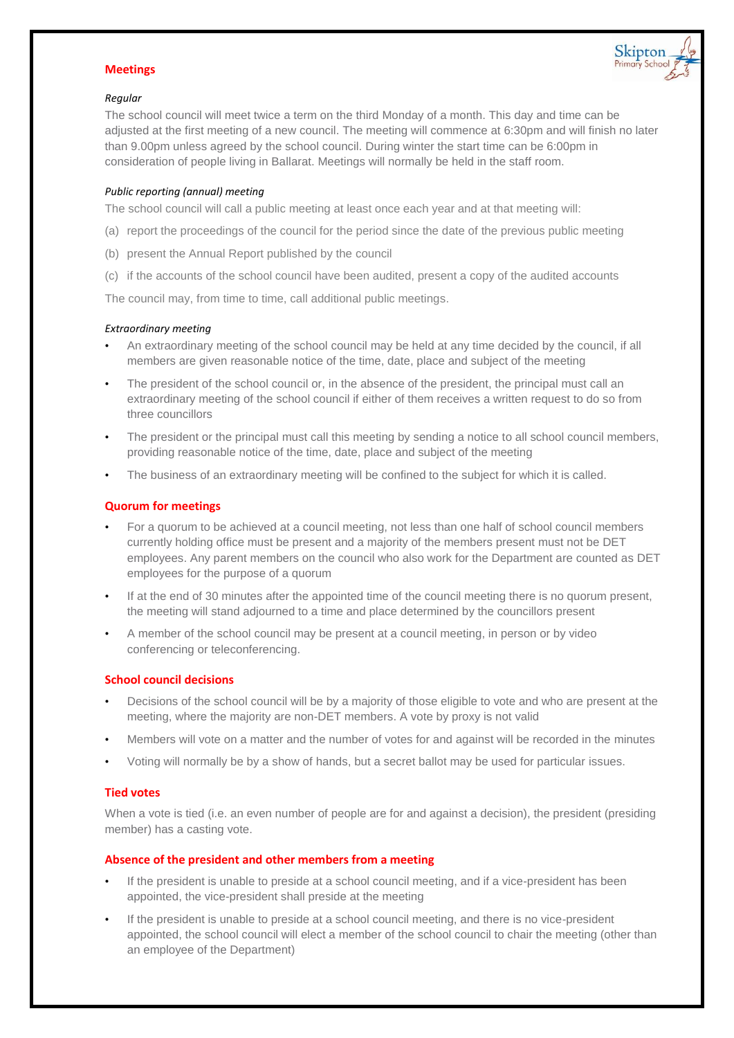## Meetings

*Regular*

The school council will meet twice a term on the third Monday of a month. This day and time can be adjusted at the first meeting of a new council. The meeting will commence at 6:30pm and will finish no later than 9.00pm unless agreed by the school council. During winter the start time can be 6:00pm in consideration of people living in Ballarat. Meetings will normally be held in the staff room.

*Public reporting (annual) meeting*

The school council will call a public meeting at least once each year and at that meeting will:

(a) report the proceedings of the council for the period since the date of the previous public meeting

(b) present the Annual Report published by the council

(c) if the accounts of the school council have been audited, present a copy of the audited accounts

The council may, from time to time, call additional public meetings.

*Extraordinary meeting*

- An extraordinary meeting of the school council may be held at any time decided by the council, if all members are given reasonable notice of the time, date, place and subject of the meeting
- The president of the school council or, in the absence of the president, the principal must call an extraordinary meeting of the school council if either of them receives a written request to do so from three councillors
- The president or the principal must call this meeting by sending a notice to all school council members, providing reasonable notice of the time, date, place and subject of the meeting
- The business of an extraordinary meeting will be confined to the subject for which it is called.

## Quorum for meetings

- For a quorum to be achieved at a council meeting, not less than one half of school council members currently holding office must be present and a majority of the members present must not be DET employees. Any parent members on the council who also work for the Department are counted as DET employees for the purpose of a quorum
- If at the end of 30 minutes after the appointed time of the council meeting there is no quorum present, the meeting will stand adjourned to a time and place determined by the councillors present
- A member of the school council may be present at a council meeting, in person or by video conferencing or teleconferencing.

## School council decisions

- Decisions of the school council will be by a majority of those eligible to vote and who are present at the meeting, where the majority are non-DET members. A vote by proxy is not valid
- Members will vote on a matter and the number of votes for and against will be recorded in the minutes
- Voting will normally be by a show of hands, but a secret ballot may be used for particular issues.

## Tied votes

When a vote is tied (i.e. an even number of people are for and against a decision), the president (presiding member) has a casting vote.

## Absence of the president and other members from a meeting

- If the president is unable to preside at a school council meeting, and if a vice-president has been appointed, the vice-president shall preside at the meeting
- If the president is unable to preside at a school council meeting, and there is no vice-president appointed, the school council will elect a member of the school council to chair the meeting (other than an employee of the Department)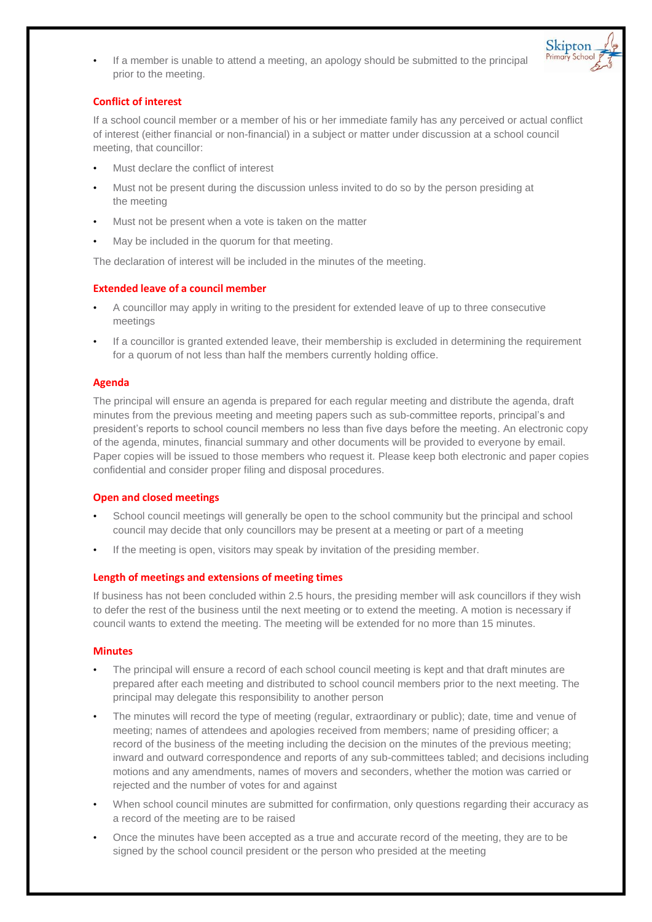- If a member is unable to attend a meeting, an apology should be submitted to the principal prior to the meeting.

### Conflict of interest

If a school council member or a member of his or her immediate family has any perceived or actual conflict of interest (either financial or non-financial) in a subject or matter under discussion at a school council meeting, that councillor:

- Must declare the conflict of interest
- Must not be present during the discussion unless invited to do so by the person presiding at the meeting
- Must not be present when a vote is taken on the matter
- May be included in the quorum for that meeting.

The declaration of interest will be included in the minutes of the meeting.

### Extended leave of a council member

- A councillor may apply in writing to the president for extended leave of up to three consecutive meetings
- If a councillor is granted extended leave, their membership is excluded in determining the requirement for a quorum of not less than half the members currently holding office.

### Agenda

The principal will ensure an agenda is prepared for each regular meeting and distribute the agenda, draft minutes from the previous meeting and meeting papers such as sub-committee reports, principal's and president's reports to school council members no less than five days before the meeting. An electronic copy of the agenda, minutes, financial summary and other documents will be provided to everyone by email. Paper copies will be issued to those members who request it. Please keep both electronic and paper copies confidential and consider proper filing and disposal procedures.

### Open and closed meetings

- School council meetings will generally be open to the school community but the principal and school council may decide that only councillors may be present at a meeting or part of a meeting
- If the meeting is open, visitors may speak by invitation of the presiding member.

### Length of meetings and extensions of meeting times

If business has not been concluded within 2.5 hours, the presiding member will ask councillors if they wish to defer the rest of the business until the next meeting or to extend the meeting. A motion is necessary if council wants to extend the meeting. The meeting will be extended for no more than 15 minutes.

### Minutes

- The principal will ensure a record of each school council meeting is kept and that draft minutes are prepared after each meeting and distributed to school council members prior to the next meeting. The principal may delegate this responsibility to another person
- The minutes will record the type of meeting (regular, extraordinary or public); date, time and venue of meeting; names of attendees and apologies received from members; name of presiding officer; a record of the business of the meeting including the decision on the minutes of the previous meeting; inward and outward correspondence and reports of any sub-committees tabled; and decisions including motions and any amendments, names of movers and seconders, whether the motion was carried or rejected and the number of votes for and against
- When school council minutes are submitted for confirmation, only questions regarding their accuracy as a record of the meeting are to be raised
- Once the minutes have been accepted as a true and accurate record of the meeting, they are to be signed by the school council president or the person who presided at the meeting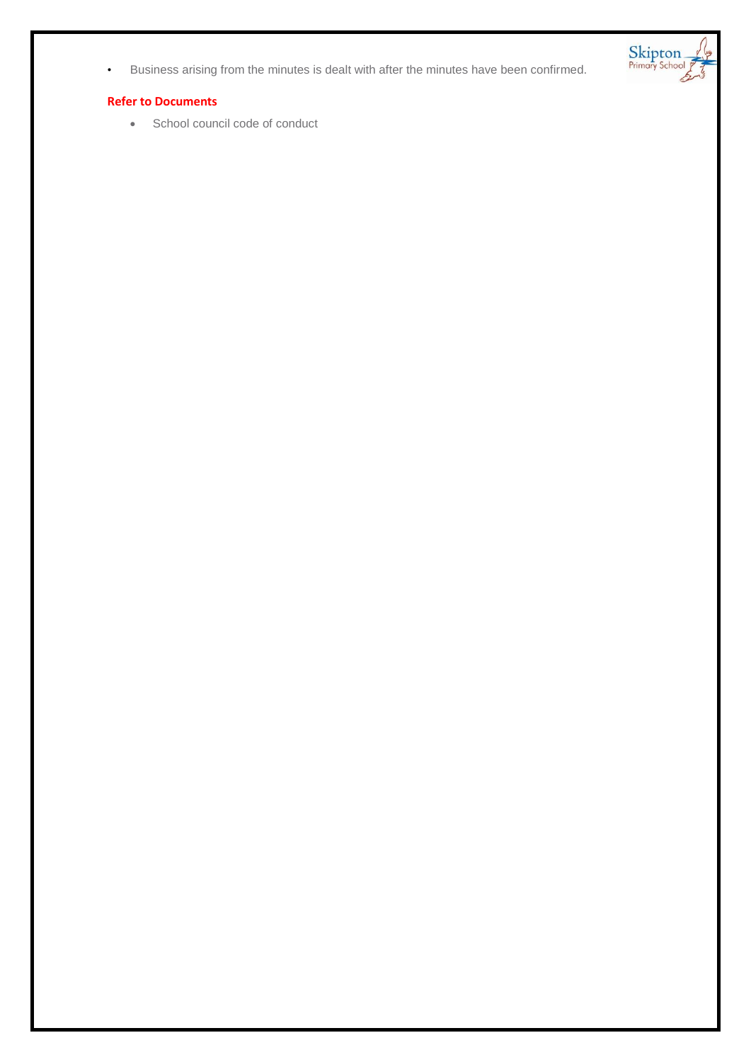- Business arising from the minutes is dealt with after the minutes have been confirmed.

**Refer to Documents**

- School council code of conduct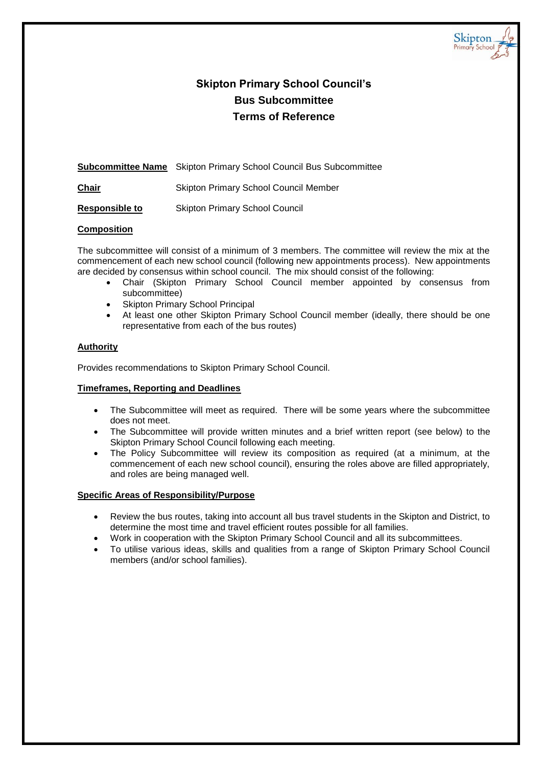# Skipton Primary School Council's Bus Subcommittee Terms of Reference

**Subcommittee Name** Skipton Primary School Council Bus Subcommittee

**Chair** Skipton Primary School Council Member

**Responsible to** Skipton Primary School Council

**Composition**

The subcommittee will consist of a minimum of 3 members. The committee will review the mix at the commencement of each new school council (following new appointments process). New appointments are decided by consensus within school council. The mix should consist of the following:

- Chair (Skipton Primary School Council member appointed by consensus from subcommittee)
- Skipton Primary School Principal
- At least one other Skipton Primary School Council member (ideally, there should be one representative from each of the bus routes)

**Authority**

Provides recommendations to Skipton Primary School Council.

**Timeframes, Reporting and Deadlines**

- The Subcommittee will meet as required. There will be some years where the subcommittee does not meet.
- The Subcommittee will provide written minutes and a brief written report (see below) to the Skipton Primary School Council following each meeting.
- The Policy Subcommittee will review its composition as required (at a minimum, at the commencement of each new school council), ensuring the roles above are filled appropriately, and roles are being managed well.

**Specific Areas of Responsibility/Purpose**

- Review the bus routes, taking into account all bus travel students in the Skipton and District, to determine the most time and travel efficient routes possible for all families.
- Work in cooperation with the Skipton Primary School Council and all its subcommittees.
- To utilise various ideas, skills and qualities from a range of Skipton Primary School Council members (and/or school families).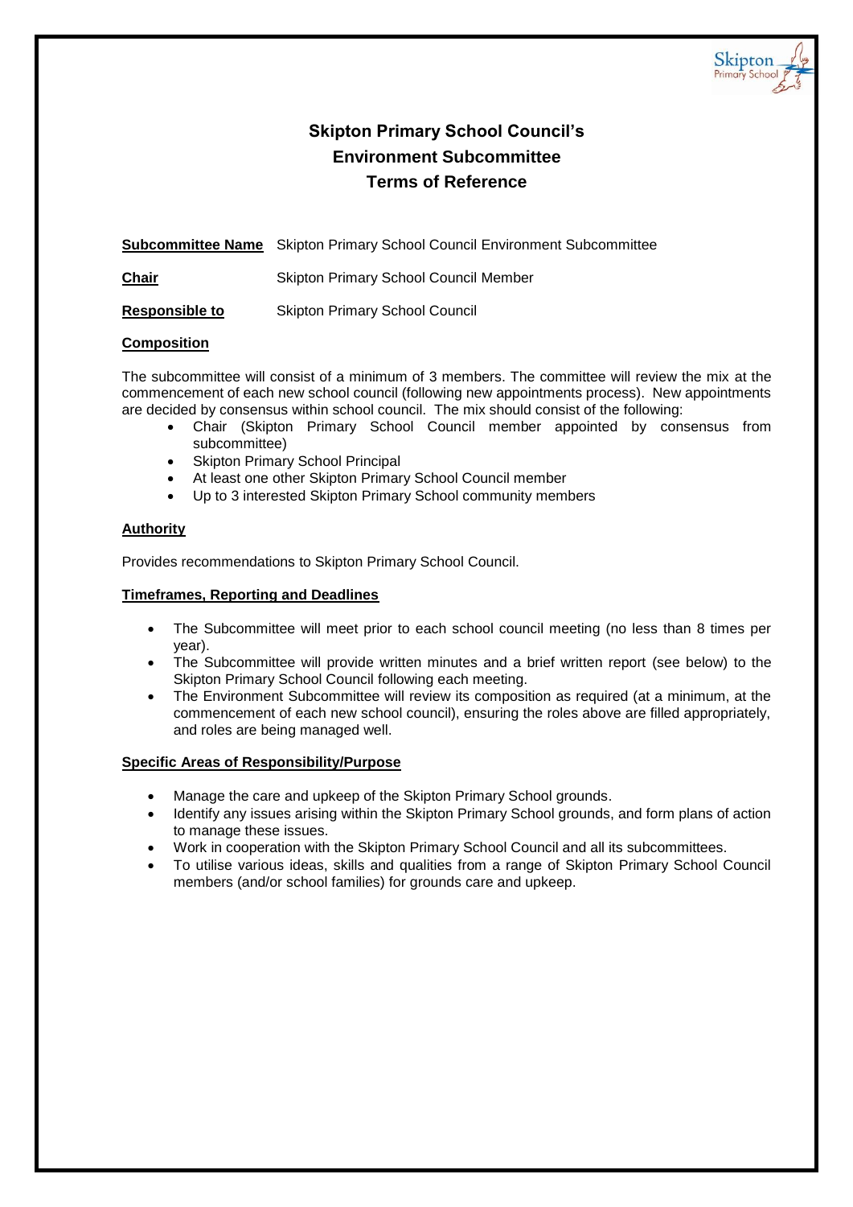# Skipton Primary School Council's Environment Subcommittee Terms of Reference

**Subcommittee Name** Skipton Primary School Council Environment Subcommittee

**Chair** Skipton Primary School Council Member

**Responsible to** Skipton Primary School Council

**Composition**

The subcommittee will consist of a minimum of 3 members. The committee will review the mix at the commencement of each new school council (following new appointments process). New appointments are decided by consensus within school council. The mix should consist of the following:

- Chair (Skipton Primary School Council member appointed by consensus from subcommittee)
- Skipton Primary School Principal
- At least one other Skipton Primary School Council member
- Up to 3 interested Skipton Primary School community members

**Authority**

Provides recommendations to Skipton Primary School Council.

**Timeframes, Reporting and Deadlines**

- The Subcommittee will meet prior to each school council meeting (no less than 8 times per year).
- The Subcommittee will provide written minutes and a brief written report (see below) to the Skipton Primary School Council following each meeting.
- The Environment Subcommittee will review its composition as required (at a minimum, at the commencement of each new school council), ensuring the roles above are filled appropriately, and roles are being managed well.

**Specific Areas of Responsibility/Purpose**

- Manage the care and upkeep of the Skipton Primary School grounds.
- Identify any issues arising within the Skipton Primary School grounds, and form plans of action to manage these issues.
- Work in cooperation with the Skipton Primary School Council and all its subcommittees.
- To utilise various ideas, skills and qualities from a range of Skipton Primary School Council members (and/or school families) for grounds care and upkeep.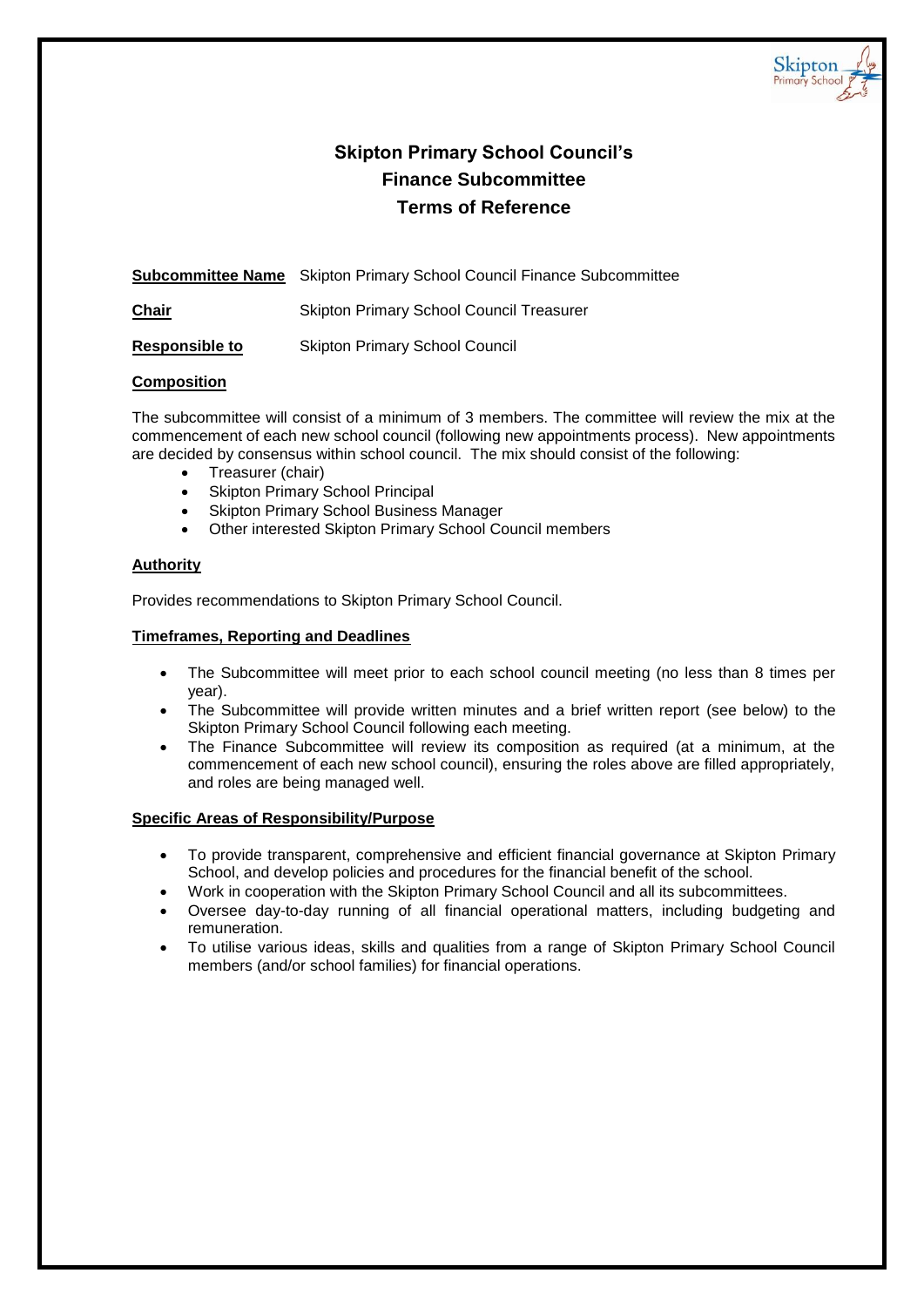# Skipton Primary School Council's Finance Subcommittee Terms of Reference

**Subcommittee Name** Skipton Primary School Council Finance Subcommittee

**Chair** Skipton Primary School Council Treasurer

**Responsible to** Skipton Primary School Council

## Composition

The subcommittee will consist of a minimum of 3 members. The committee will review the mix at the commencement of each new school council (following new appointments process). New appointments are decided by consensus within school council. The mix should consist of the following:

- Treasurer (chair)
- Skipton Primary School Principal
- Skipton Primary School Business Manager
- Other interested Skipton Primary School Council members

## Authority

Provides recommendations to Skipton Primary School Council.

## Timeframes, Reporting and Deadlines

- The Subcommittee will meet prior to each school council meeting (no less than 8 times per year).
- The Subcommittee will provide written minutes and a brief written report (see below) to the Skipton Primary School Council following each meeting.
- The Finance Subcommittee will review its composition as required (at a minimum, at the commencement of each new school council), ensuring the roles above are filled appropriately, and roles are being managed well.

## Specific Areas of Responsibility/Purpose

- To provide transparent, comprehensive and efficient financial governance at Skipton Primary School, and develop policies and procedures for the financial benefit of the school.
- Work in cooperation with the Skipton Primary School Council and all its subcommittees.
- Oversee day-to-day running of all financial operational matters, including budgeting and remuneration.
- To utilise various ideas, skills and qualities from a range of Skipton Primary School Council members (and/or school families) for financial operations.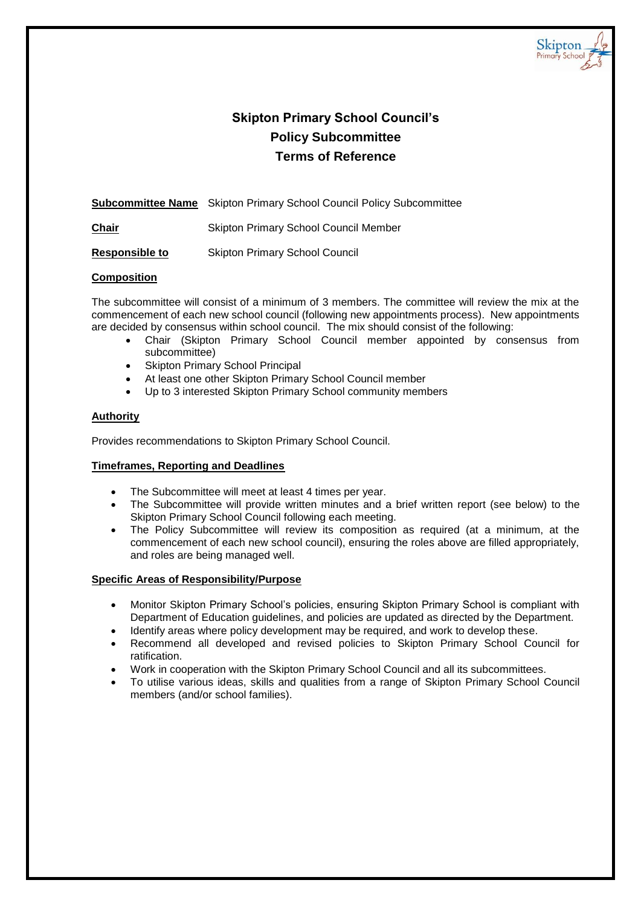# Skipton Primary School Council's Policy Subcommittee Terms of Reference

**Subcommittee Name** Skipton Primary School Council Policy Subcommittee

**Chair** Skipton Primary School Council Member

**Responsible to** Skipton Primary School Council

**Composition**

The subcommittee will consist of a minimum of 3 members. The committee will review the mix at the commencement of each new school council (following new appointments process). New appointments are decided by consensus within school council. The mix should consist of the following:

- Chair (Skipton Primary School Council member appointed by consensus from subcommittee)
- Skipton Primary School Principal
- At least one other Skipton Primary School Council member
- Up to 3 interested Skipton Primary School community members

**Authority**

Provides recommendations to Skipton Primary School Council.

**Timeframes, Reporting and Deadlines**

- The Subcommittee will meet at least 4 times per year.
- The Subcommittee will provide written minutes and a brief written report (see below) to the Skipton Primary School Council following each meeting.
- The Policy Subcommittee will review its composition as required (at a minimum, at the commencement of each new school council), ensuring the roles above are filled appropriately, and roles are being managed well.

**Specific Areas of Responsibility/Purpose**

- Monitor Skipton Primary School's policies, ensuring Skipton Primary School is compliant with Department of Education guidelines, and policies are updated as directed by the Department.
- Identify areas where policy development may be required, and work to develop these.
- Recommend all developed and revised policies to Skipton Primary School Council for ratification.
- Work in cooperation with the Skipton Primary School Council and all its subcommittees.
- To utilise various ideas, skills and qualities from a range of Skipton Primary School Council members (and/or school families).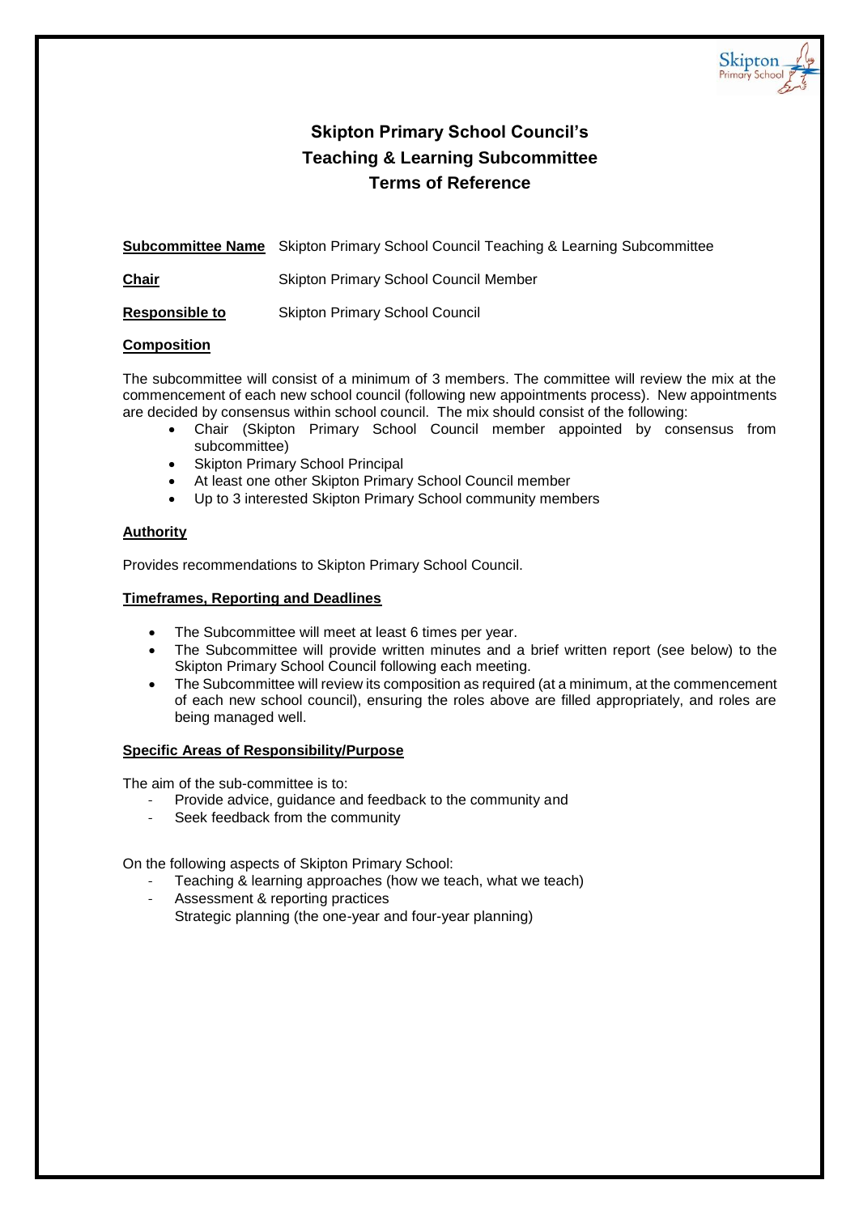# Skipton Primary School Council's Teaching & Learning Subcommittee Terms of Reference

**Subcommittee Name** Skipton Primary School Council Teaching & Learning Subcommittee

**Chair** Skipton Primary School Council Member

**Responsible to** Skipton Primary School Council

**Composition**

The subcommittee will consist of a minimum of 3 members. The committee will review the mix at the commencement of each new school council (following new appointments process). New appointments are decided by consensus within school council. The mix should consist of the following:

- Chair (Skipton Primary School Council member appointed by consensus from subcommittee)
- Skipton Primary School Principal
- At least one other Skipton Primary School Council member
- Up to 3 interested Skipton Primary School community members

**Authority**

Provides recommendations to Skipton Primary School Council.

**Timeframes, Reporting and Deadlines**

- The Subcommittee will meet at least 6 times per year.
- The Subcommittee will provide written minutes and a brief written report (see below) to the Skipton Primary School Council following each meeting.
- The Subcommittee will review its composition as required (at a minimum, at the commencement of each new school council), ensuring the roles above are filled appropriately, and roles are being managed well.

**Specific Areas of Responsibility/Purpose**

The aim of the sub-committee is to:

- Provide advice, guidance and feedback to the community and
- Seek feedback from the community

On the following aspects of Skipton Primary School:

- Teaching & learning approaches (how we teach, what we teach)
- Assessment & reporting practices
  Strategic planning (the one-year and four-year planning)